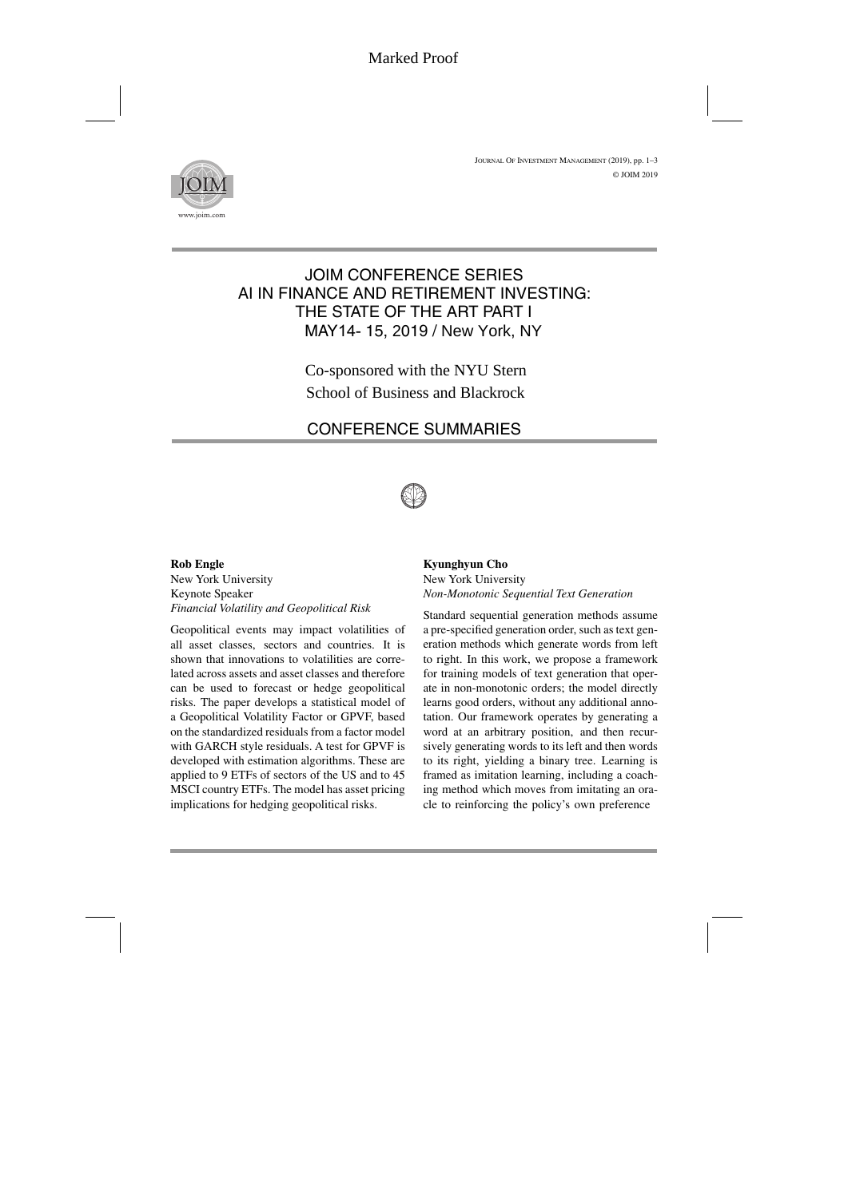# JOIM CONFERENCE SERIES
# AI IN FINANCE AND RETIREMENT INVESTING: THE STATE OF THE ART PART I
## MAY14- 15, 2019 / New York, NY

Co-sponsored with the NYU Stern School of Business and Blackrock

## CONFERENCE SUMMARIES

**Rob Engle**
New York University
Keynote Speaker
*Financial Volatility and Geopolitical Risk*

Geopolitical events may impact volatilities of all asset classes, sectors and countries. It is shown that innovations to volatilities are correlated across assets and asset classes and therefore can be used to forecast or hedge geopolitical risks. The paper develops a statistical model of a Geopolitical Volatility Factor or GPVF, based on the standardized residuals from a factor model with GARCH style residuals. A test for GPVF is developed with estimation algorithms. These are applied to 9 ETFs of sectors of the US and to 45 MSCI country ETFs. The model has asset pricing implications for hedging geopolitical risks.

**Kyunghyun Cho**
New York University
*Non-Monotonic Sequential Text Generation*

Standard sequential generation methods assume a pre-specified generation order, such as text generation methods which generate words from left to right. In this work, we propose a framework for training models of text generation that operate in non-monotonic orders; the model directly learns good orders, without any additional annotation. Our framework operates by generating a word at an arbitrary position, and then recursively generating words to its left and then words to its right, yielding a binary tree. Learning is framed as imitation learning, including a coaching method which moves from imitating an oracle to reinforcing the policy's own preference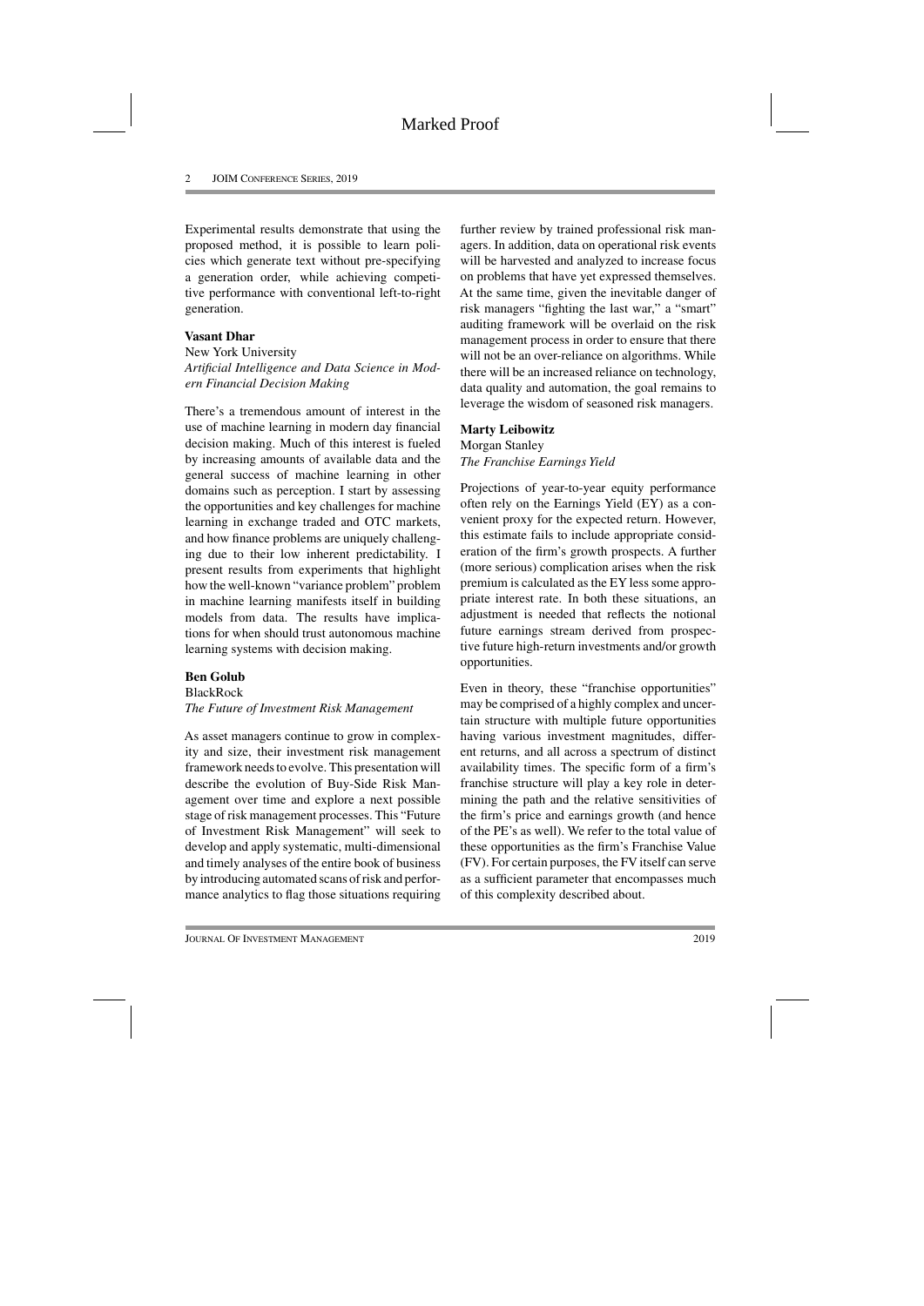Experimental results demonstrate that using the proposed method, it is possible to learn policies which generate text without pre-specifying a generation order, while achieving competitive performance with conventional left-to-right generation.

**Vasant Dhar**
New York University
*Artificial Intelligence and Data Science in Modern Financial Decision Making*

There's a tremendous amount of interest in the use of machine learning in modern day financial decision making. Much of this interest is fueled by increasing amounts of available data and the general success of machine learning in other domains such as perception. I start by assessing the opportunities and key challenges for machine learning in exchange traded and OTC markets, and how finance problems are uniquely challenging due to their low inherent predictability. I present results from experiments that highlight how the well-known "variance problem" problem in machine learning manifests itself in building models from data. The results have implications for when should trust autonomous machine learning systems with decision making.

**Ben Golub**
BlackRock
*The Future of Investment Risk Management*

As asset managers continue to grow in complexity and size, their investment risk management framework needs to evolve. This presentation will describe the evolution of Buy-Side Risk Management over time and explore a next possible stage of risk management processes. This "Future of Investment Risk Management" will seek to develop and apply systematic, multi-dimensional and timely analyses of the entire book of business by introducing automated scans of risk and performance analytics to flag those situations requiring further review by trained professional risk managers. In addition, data on operational risk events will be harvested and analyzed to increase focus on problems that have yet expressed themselves. At the same time, given the inevitable danger of risk managers "fighting the last war," a "smart" auditing framework will be overlaid on the risk management process in order to ensure that there will not be an over-reliance on algorithms. While there will be an increased reliance on technology, data quality and automation, the goal remains to leverage the wisdom of seasoned risk managers.

**Marty Leibowitz**
Morgan Stanley
*The Franchise Earnings Yield*

Projections of year-to-year equity performance often rely on the Earnings Yield (EY) as a convenient proxy for the expected return. However, this estimate fails to include appropriate consideration of the firm's growth prospects. A further (more serious) complication arises when the risk premium is calculated as the EY less some appropriate interest rate. In both these situations, an adjustment is needed that reflects the notional future earnings stream derived from prospective future high-return investments and/or growth opportunities.

Even in theory, these "franchise opportunities" may be comprised of a highly complex and uncertain structure with multiple future opportunities having various investment magnitudes, different returns, and all across a spectrum of distinct availability times. The specific form of a firm's franchise structure will play a key role in determining the path and the relative sensitivities of the firm's price and earnings growth (and hence of the PE's as well). We refer to the total value of these opportunities as the firm's Franchise Value (FV). For certain purposes, the FV itself can serve as a sufficient parameter that encompasses much of this complexity described about.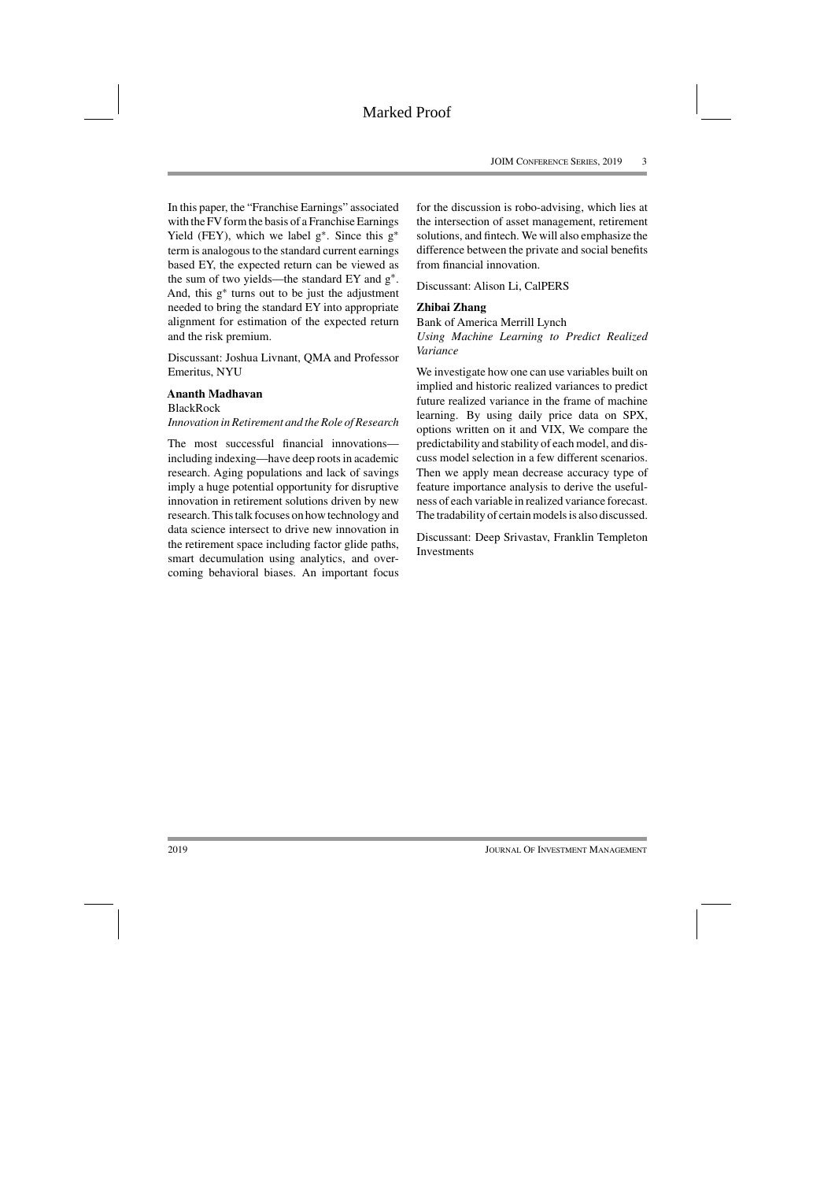In this paper, the "Franchise Earnings" associated with the FV form the basis of a Franchise Earnings Yield (FEY), which we label $g^*$. Since this $g^*$ term is analogous to the standard current earnings based EY, the expected return can be viewed as the sum of two yields—the standard EY and $g^*$. And, this $g^*$ turns out to be just the adjustment needed to bring the standard EY into appropriate alignment for estimation of the expected return and the risk premium.

Discussant: Joshua Livnant, QMA and Professor Emeritus, NYU

**Ananth Madhavan**

BlackRock

*Innovation in Retirement and the Role of Research*

The most successful financial innovations—including indexing—have deep roots in academic research. Aging populations and lack of savings imply a huge potential opportunity for disruptive innovation in retirement solutions driven by new research. This talk focuses on how technology and data science intersect to drive new innovation in the retirement space including factor glide paths, smart decumulation using analytics, and overcoming behavioral biases. An important focus for the discussion is robo-advising, which lies at the intersection of asset management, retirement solutions, and fintech. We will also emphasize the difference between the private and social benefits from financial innovation.

Discussant: Alison Li, CalPERS

**Zhibai Zhang**

Bank of America Merrill Lynch

*Using Machine Learning to Predict Realized Variance*

We investigate how one can use variables built on implied and historic realized variances to predict future realized variance in the frame of machine learning. By using daily price data on SPX, options written on it and VIX, We compare the predictability and stability of each model, and discuss model selection in a few different scenarios. Then we apply mean decrease accuracy type of feature importance analysis to derive the usefulness of each variable in realized variance forecast. The tradability of certain models is also discussed.

Discussant: Deep Srivastav, Franklin Templeton Investments